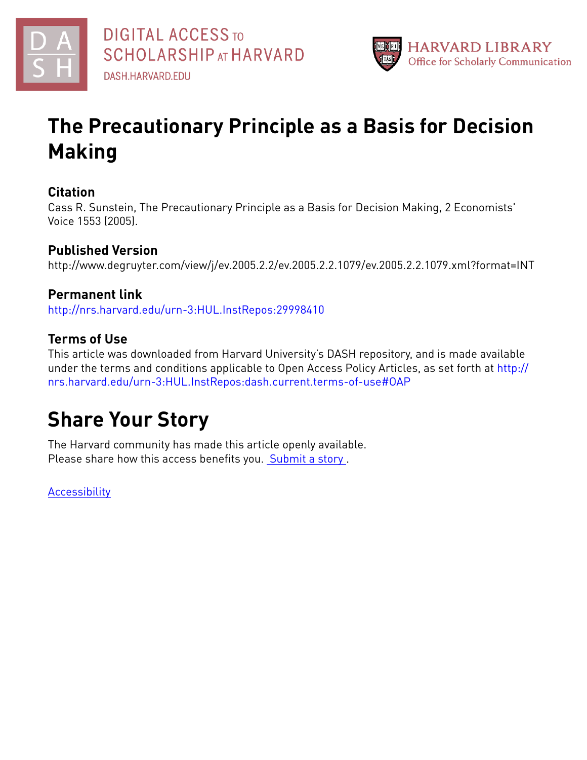DIGITAL ACCESS TO SCHOLARSHIP AT HARVARD
DASH.HARVARD.EDU

HARVARD LIBRARY
Office for Scholarly Communication

# The Precautionary Principle as a Basis for Decision Making

## Citation

Cass R. Sunstein, The Precautionary Principle as a Basis for Decision Making, 2 Economists' Voice 1553 (2005).

## Published Version

http://www.degruyter.com/view/j/ev.2005.2.2/ev.2005.2.2.1079/ev.2005.2.2.1079.xml?format=INT

## Permanent link

http://nrs.harvard.edu/urn-3:HUL.InstRepos:29998410

## Terms of Use

This article was downloaded from Harvard University's DASH repository, and is made available under the terms and conditions applicable to Open Access Policy Articles, as set forth at http://nrs.harvard.edu/urn-3:HUL.InstRepos:dash.current.terms-of-use#OAP

# Share Your Story

The Harvard community has made this article openly available.
Please share how this access benefits you. Submit a story .

Accessibility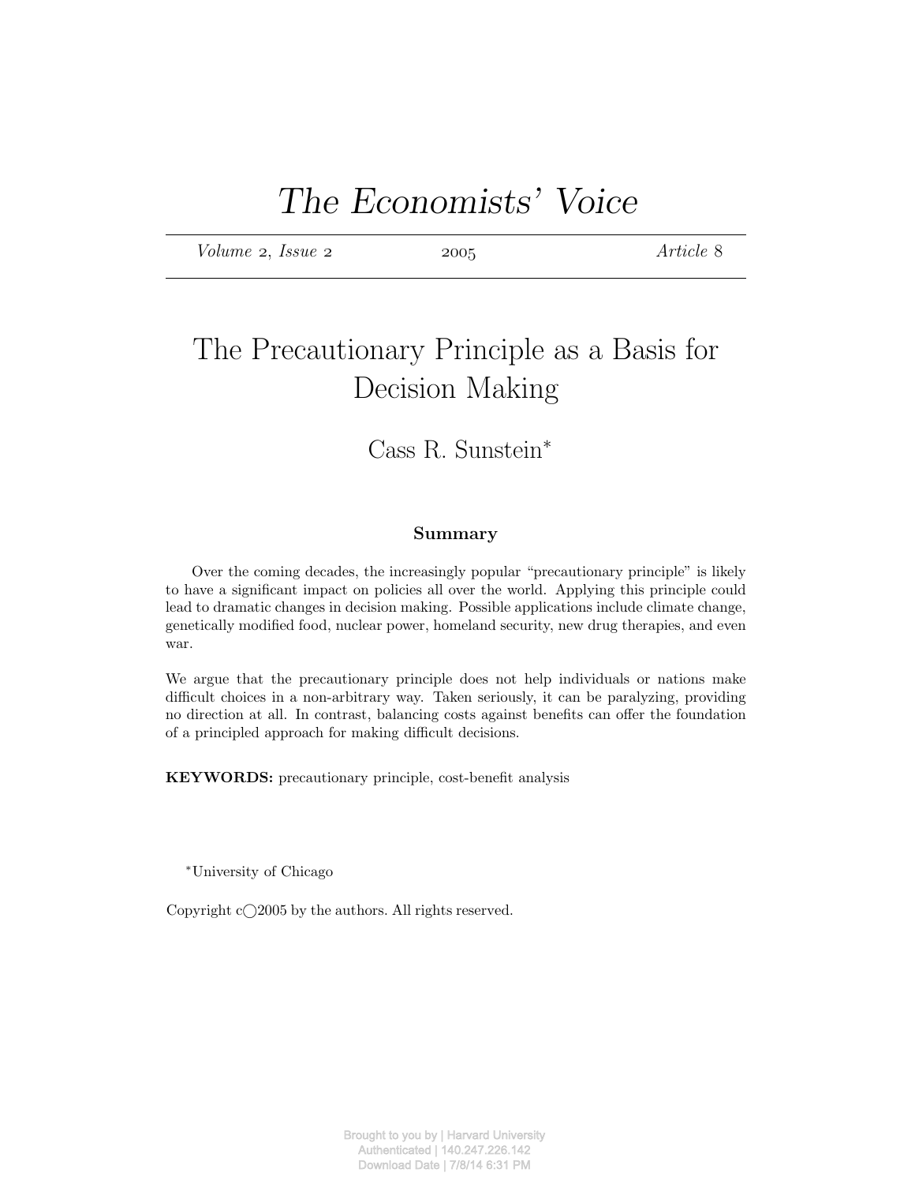# The Economists' Voice

*Volume* 2, *Issue* 2 2005 *Article* 8

## The Precautionary Principle as a Basis for Decision Making

Cass R. Sunstein*

### Summary

Over the coming decades, the increasingly popular "precautionary principle" is likely to have a significant impact on policies all over the world. Applying this principle could lead to dramatic changes in decision making. Possible applications include climate change, genetically modified food, nuclear power, homeland security, new drug therapies, and even war.

We argue that the precautionary principle does not help individuals or nations make difficult choices in a non-arbitrary way. Taken seriously, it can be paralyzing, providing no direction at all. In contrast, balancing costs against benefits can offer the foundation of a principled approach for making difficult decisions.

**KEYWORDS:** precautionary principle, cost-benefit analysis

*University of Chicago

Copyright ©2005 by the authors. All rights reserved.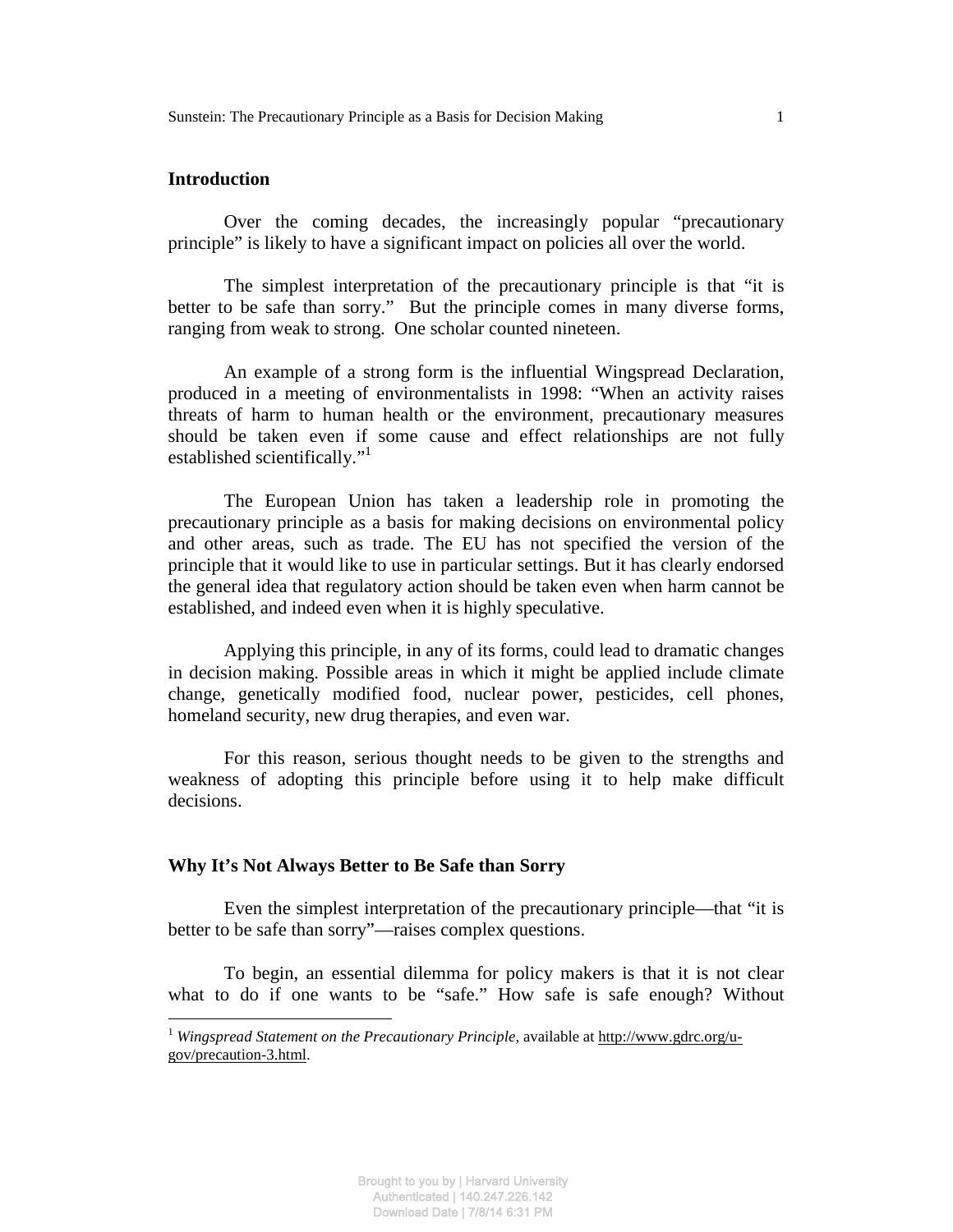## Introduction

Over the coming decades, the increasingly popular "precautionary principle" is likely to have a significant impact on policies all over the world.

The simplest interpretation of the precautionary principle is that "it is better to be safe than sorry." But the principle comes in many diverse forms, ranging from weak to strong. One scholar counted nineteen.

An example of a strong form is the influential Wingspread Declaration, produced in a meeting of environmentalists in 1998: "When an activity raises threats of harm to human health or the environment, precautionary measures should be taken even if some cause and effect relationships are not fully established scientifically."[1]

The European Union has taken a leadership role in promoting the precautionary principle as a basis for making decisions on environmental policy and other areas, such as trade. The EU has not specified the version of the principle that it would like to use in particular settings. But it has clearly endorsed the general idea that regulatory action should be taken even when harm cannot be established, and indeed even when it is highly speculative.

Applying this principle, in any of its forms, could lead to dramatic changes in decision making. Possible areas in which it might be applied include climate change, genetically modified food, nuclear power, pesticides, cell phones, homeland security, new drug therapies, and even war.

For this reason, serious thought needs to be given to the strengths and weakness of adopting this principle before using it to help make difficult decisions.

## Why It's Not Always Better to Be Safe than Sorry

Even the simplest interpretation of the precautionary principle—that "it is better to be safe than sorry"—raises complex questions.

To begin, an essential dilemma for policy makers is that it is not clear what to do if one wants to be "safe." How safe is safe enough? Without

[1] *Wingspread Statement on the Precautionary Principle*, available at http://www.gdrc.org/u-gov/precaution-3.html.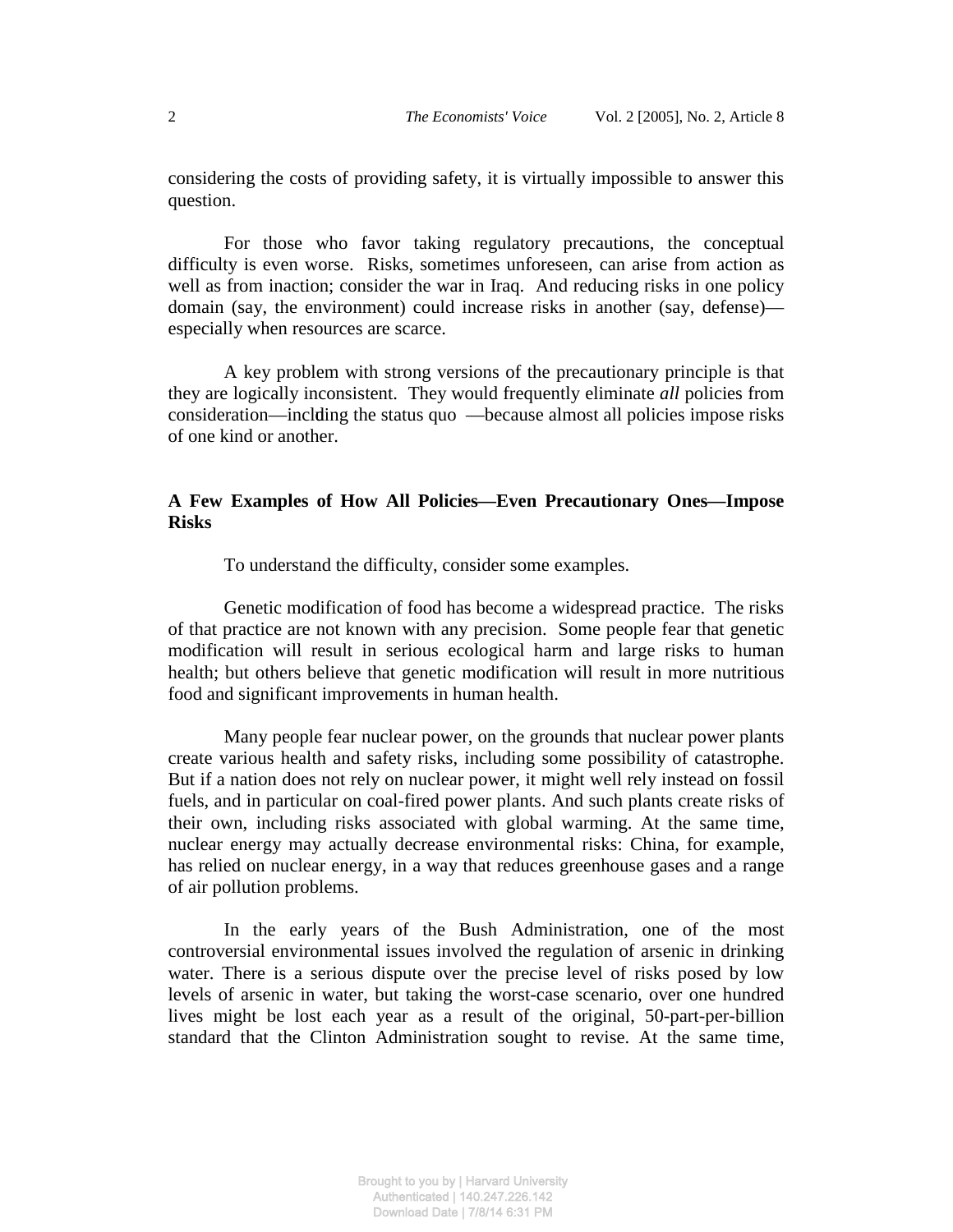considering the costs of providing safety, it is virtually impossible to answer this question.

For those who favor taking regulatory precautions, the conceptual difficulty is even worse. Risks, sometimes unforeseen, can arise from action as well as from inaction; consider the war in Iraq. And reducing risks in one policy domain (say, the environment) could increase risks in another (say, defense)—especially when resources are scarce.

A key problem with strong versions of the precautionary principle is that they are logically inconsistent. They would frequently eliminate *all* policies from consideration—including the status quo —because almost all policies impose risks of one kind or another.

## A Few Examples of How All Policies—Even Precautionary Ones—Impose Risks

To understand the difficulty, consider some examples.

Genetic modification of food has become a widespread practice. The risks of that practice are not known with any precision. Some people fear that genetic modification will result in serious ecological harm and large risks to human health; but others believe that genetic modification will result in more nutritious food and significant improvements in human health.

Many people fear nuclear power, on the grounds that nuclear power plants create various health and safety risks, including some possibility of catastrophe. But if a nation does not rely on nuclear power, it might well rely instead on fossil fuels, and in particular on coal-fired power plants. And such plants create risks of their own, including risks associated with global warming. At the same time, nuclear energy may actually decrease environmental risks: China, for example, has relied on nuclear energy, in a way that reduces greenhouse gases and a range of air pollution problems.

In the early years of the Bush Administration, one of the most controversial environmental issues involved the regulation of arsenic in drinking water. There is a serious dispute over the precise level of risks posed by low levels of arsenic in water, but taking the worst-case scenario, over one hundred lives might be lost each year as a result of the original, 50-part-per-billion standard that the Clinton Administration sought to revise. At the same time,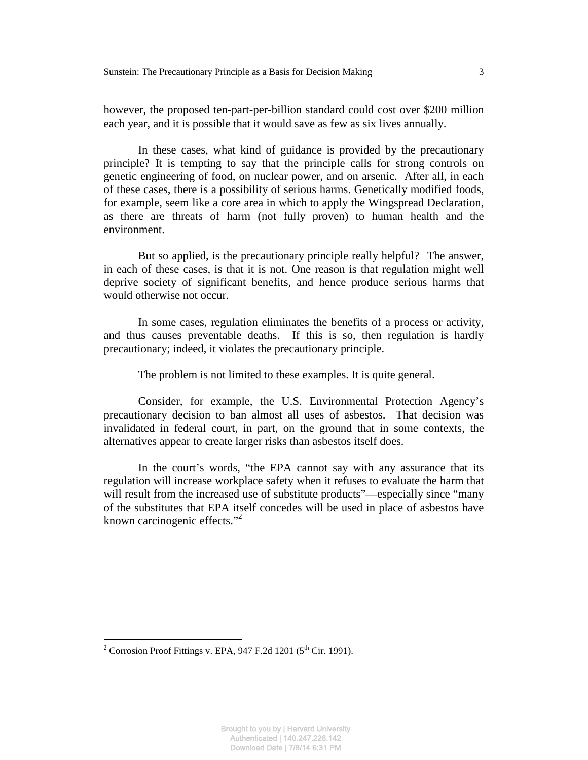however, the proposed ten-part-per-billion standard could cost over $200 million each year, and it is possible that it would save as few as six lives annually.

In these cases, what kind of guidance is provided by the precautionary principle? It is tempting to say that the principle calls for strong controls on genetic engineering of food, on nuclear power, and on arsenic. After all, in each of these cases, there is a possibility of serious harms. Genetically modified foods, for example, seem like a core area in which to apply the Wingspread Declaration, as there are threats of harm (not fully proven) to human health and the environment.

But so applied, is the precautionary principle really helpful? The answer, in each of these cases, is that it is not. One reason is that regulation might well deprive society of significant benefits, and hence produce serious harms that would otherwise not occur.

In some cases, regulation eliminates the benefits of a process or activity, and thus causes preventable deaths. If this is so, then regulation is hardly precautionary; indeed, it violates the precautionary principle.

The problem is not limited to these examples. It is quite general.

Consider, for example, the U.S. Environmental Protection Agency's precautionary decision to ban almost all uses of asbestos. That decision was invalidated in federal court, in part, on the ground that in some contexts, the alternatives appear to create larger risks than asbestos itself does.

In the court's words, "the EPA cannot say with any assurance that its regulation will increase workplace safety when it refuses to evaluate the harm that will result from the increased use of substitute products"—especially since "many of the substitutes that EPA itself concedes will be used in place of asbestos have known carcinogenic effects."[2]

---

[2] Corrosion Proof Fittings v. EPA, 947 F.2d 1201 (5th Cir. 1991).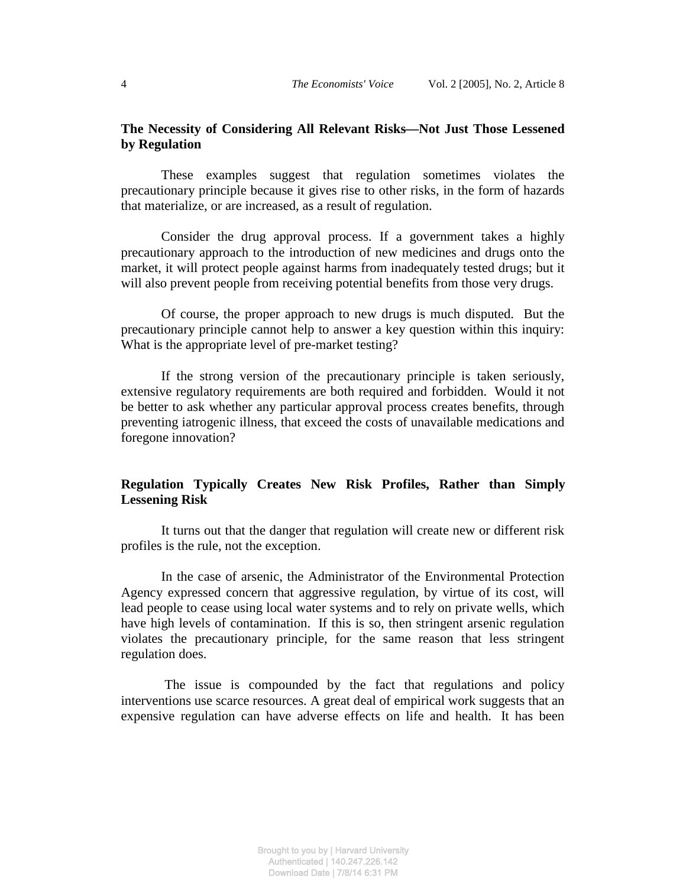## The Necessity of Considering All Relevant Risks—Not Just Those Lessened by Regulation

These examples suggest that regulation sometimes violates the precautionary principle because it gives rise to other risks, in the form of hazards that materialize, or are increased, as a result of regulation.

Consider the drug approval process. If a government takes a highly precautionary approach to the introduction of new medicines and drugs onto the market, it will protect people against harms from inadequately tested drugs; but it will also prevent people from receiving potential benefits from those very drugs.

Of course, the proper approach to new drugs is much disputed. But the precautionary principle cannot help to answer a key question within this inquiry: What is the appropriate level of pre-market testing?

If the strong version of the precautionary principle is taken seriously, extensive regulatory requirements are both required and forbidden. Would it not be better to ask whether any particular approval process creates benefits, through preventing iatrogenic illness, that exceed the costs of unavailable medications and foregone innovation?

## Regulation Typically Creates New Risk Profiles, Rather than Simply Lessening Risk

It turns out that the danger that regulation will create new or different risk profiles is the rule, not the exception.

In the case of arsenic, the Administrator of the Environmental Protection Agency expressed concern that aggressive regulation, by virtue of its cost, will lead people to cease using local water systems and to rely on private wells, which have high levels of contamination. If this is so, then stringent arsenic regulation violates the precautionary principle, for the same reason that less stringent regulation does.

The issue is compounded by the fact that regulations and policy interventions use scarce resources. A great deal of empirical work suggests that an expensive regulation can have adverse effects on life and health. It has been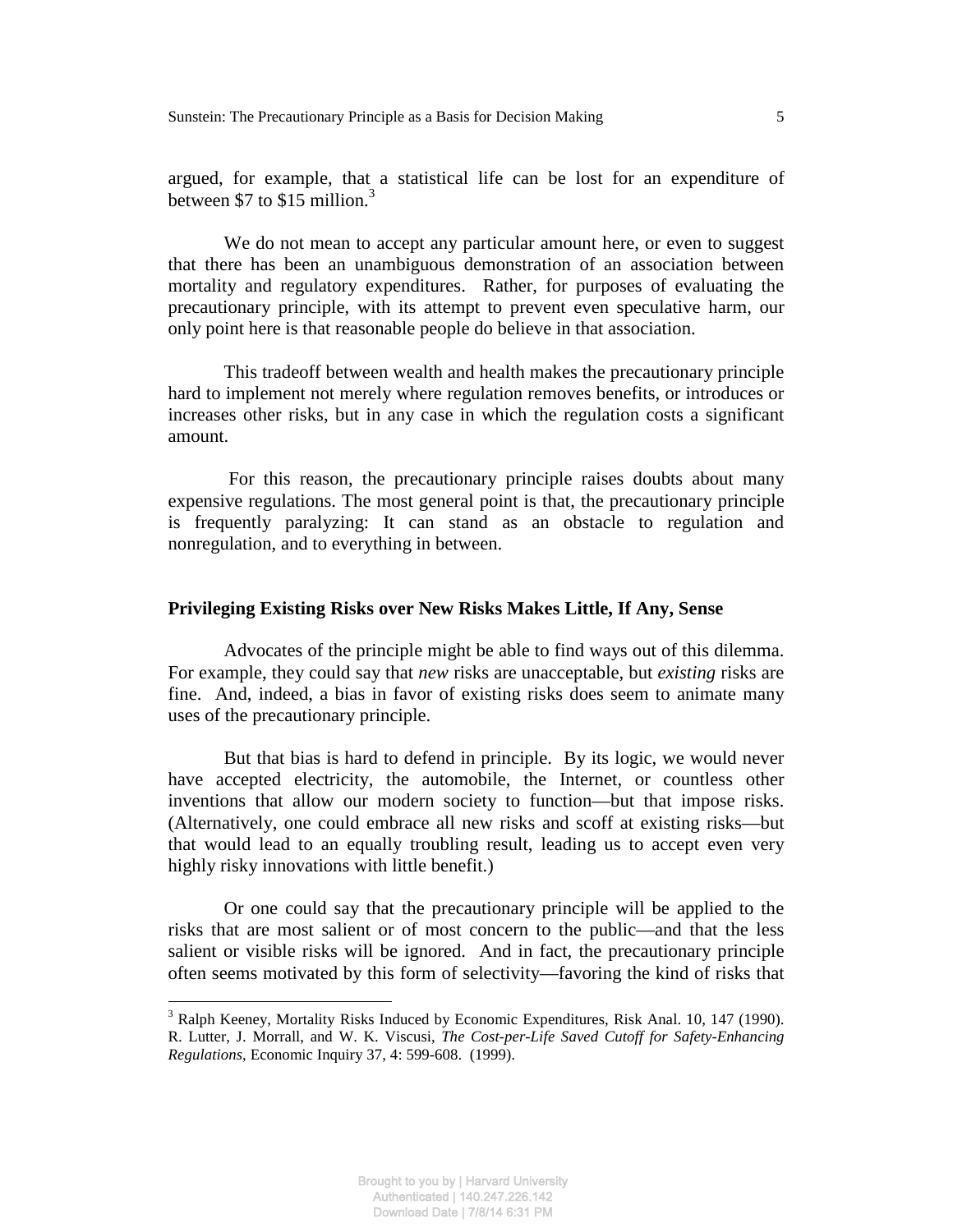argued, for example, that a statistical life can be lost for an expenditure of between $7 to $15 million.[3]

We do not mean to accept any particular amount here, or even to suggest that there has been an unambiguous demonstration of an association between mortality and regulatory expenditures. Rather, for purposes of evaluating the precautionary principle, with its attempt to prevent even speculative harm, our only point here is that reasonable people do believe in that association.

This tradeoff between wealth and health makes the precautionary principle hard to implement not merely where regulation removes benefits, or introduces or increases other risks, but in any case in which the regulation costs a significant amount.

For this reason, the precautionary principle raises doubts about many expensive regulations. The most general point is that, the precautionary principle is frequently paralyzing: It can stand as an obstacle to regulation and nonregulation, and to everything in between.

## Privileging Existing Risks over New Risks Makes Little, If Any, Sense

Advocates of the principle might be able to find ways out of this dilemma. For example, they could say that *new* risks are unacceptable, but *existing* risks are fine. And, indeed, a bias in favor of existing risks does seem to animate many uses of the precautionary principle.

But that bias is hard to defend in principle. By its logic, we would never have accepted electricity, the automobile, the Internet, or countless other inventions that allow our modern society to function—but that impose risks. (Alternatively, one could embrace all new risks and scoff at existing risks—but that would lead to an equally troubling result, leading us to accept even very highly risky innovations with little benefit.)

Or one could say that the precautionary principle will be applied to the risks that are most salient or of most concern to the public—and that the less salient or visible risks will be ignored. And in fact, the precautionary principle often seems motivated by this form of selectivity—favoring the kind of risks that

---

[3] Ralph Keeney, Mortality Risks Induced by Economic Expenditures, Risk Anal. 10, 147 (1990). R. Lutter, J. Morrall, and W. K. Viscusi, *The Cost-per-Life Saved Cutoff for Safety-Enhancing Regulations*, Economic Inquiry 37, 4: 599-608. (1999).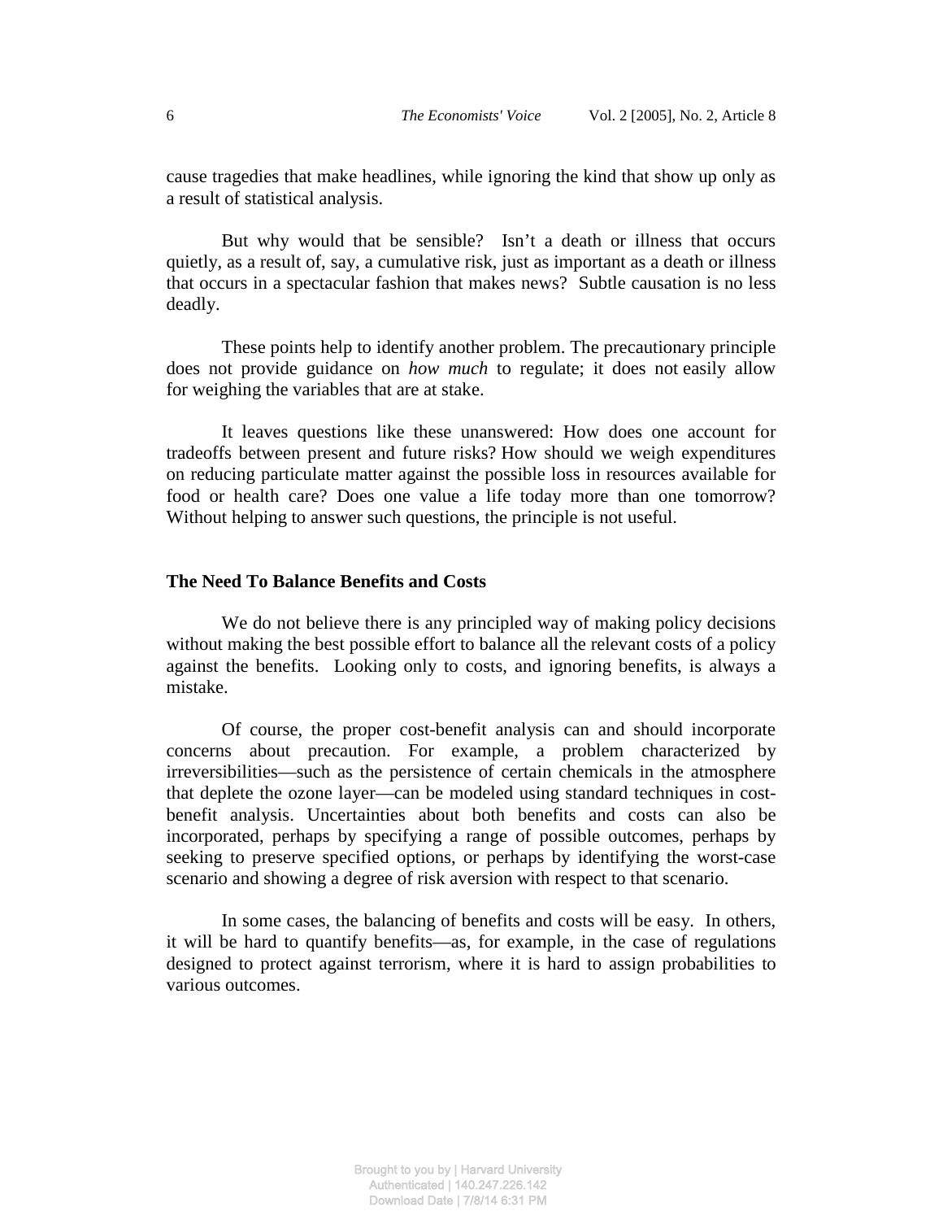cause tragedies that make headlines, while ignoring the kind that show up only as a result of statistical analysis.

But why would that be sensible? Isn't a death or illness that occurs quietly, as a result of, say, a cumulative risk, just as important as a death or illness that occurs in a spectacular fashion that makes news? Subtle causation is no less deadly.

These points help to identify another problem. The precautionary principle does not provide guidance on *how much* to regulate; it does not easily allow for weighing the variables that are at stake.

It leaves questions like these unanswered: How does one account for tradeoffs between present and future risks? How should we weigh expenditures on reducing particulate matter against the possible loss in resources available for food or health care? Does one value a life today more than one tomorrow? Without helping to answer such questions, the principle is not useful.

## The Need To Balance Benefits and Costs

We do not believe there is any principled way of making policy decisions without making the best possible effort to balance all the relevant costs of a policy against the benefits. Looking only to costs, and ignoring benefits, is always a mistake.

Of course, the proper cost-benefit analysis can and should incorporate concerns about precaution. For example, a problem characterized by irreversibilities—such as the persistence of certain chemicals in the atmosphere that deplete the ozone layer—can be modeled using standard techniques in cost-benefit analysis. Uncertainties about both benefits and costs can also be incorporated, perhaps by specifying a range of possible outcomes, perhaps by seeking to preserve specified options, or perhaps by identifying the worst-case scenario and showing a degree of risk aversion with respect to that scenario.

In some cases, the balancing of benefits and costs will be easy. In others, it will be hard to quantify benefits—as, for example, in the case of regulations designed to protect against terrorism, where it is hard to assign probabilities to various outcomes.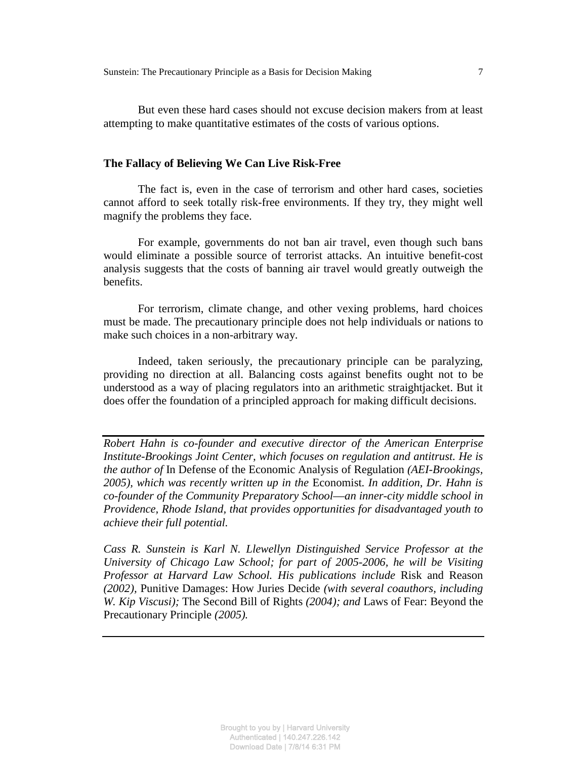But even these hard cases should not excuse decision makers from at least attempting to make quantitative estimates of the costs of various options.

### The Fallacy of Believing We Can Live Risk-Free

The fact is, even in the case of terrorism and other hard cases, societies cannot afford to seek totally risk-free environments. If they try, they might well magnify the problems they face.

For example, governments do not ban air travel, even though such bans would eliminate a possible source of terrorist attacks. An intuitive benefit-cost analysis suggests that the costs of banning air travel would greatly outweigh the benefits.

For terrorism, climate change, and other vexing problems, hard choices must be made. The precautionary principle does not help individuals or nations to make such choices in a non-arbitrary way.

Indeed, taken seriously, the precautionary principle can be paralyzing, providing no direction at all. Balancing costs against benefits ought not to be understood as a way of placing regulators into an arithmetic straightjacket. But it does offer the foundation of a principled approach for making difficult decisions.

---

*Robert Hahn is co-founder and executive director of the American Enterprise Institute-Brookings Joint Center, which focuses on regulation and antitrust. He is the author of* In Defense of the Economic Analysis of Regulation *(AEI-Brookings, 2005), which was recently written up in the* Economist*. In addition, Dr. Hahn is co-founder of the Community Preparatory School—an inner-city middle school in Providence, Rhode Island, that provides opportunities for disadvantaged youth to achieve their full potential.*

*Cass R. Sunstein is Karl N. Llewellyn Distinguished Service Professor at the University of Chicago Law School; for part of 2005-2006, he will be Visiting Professor at Harvard Law School. His publications include* Risk and Reason *(2002),* Punitive Damages: How Juries Decide *(with several coauthors, including W. Kip Viscusi);* The Second Bill of Rights *(2004); and* Laws of Fear: Beyond the Precautionary Principle *(2005).*

---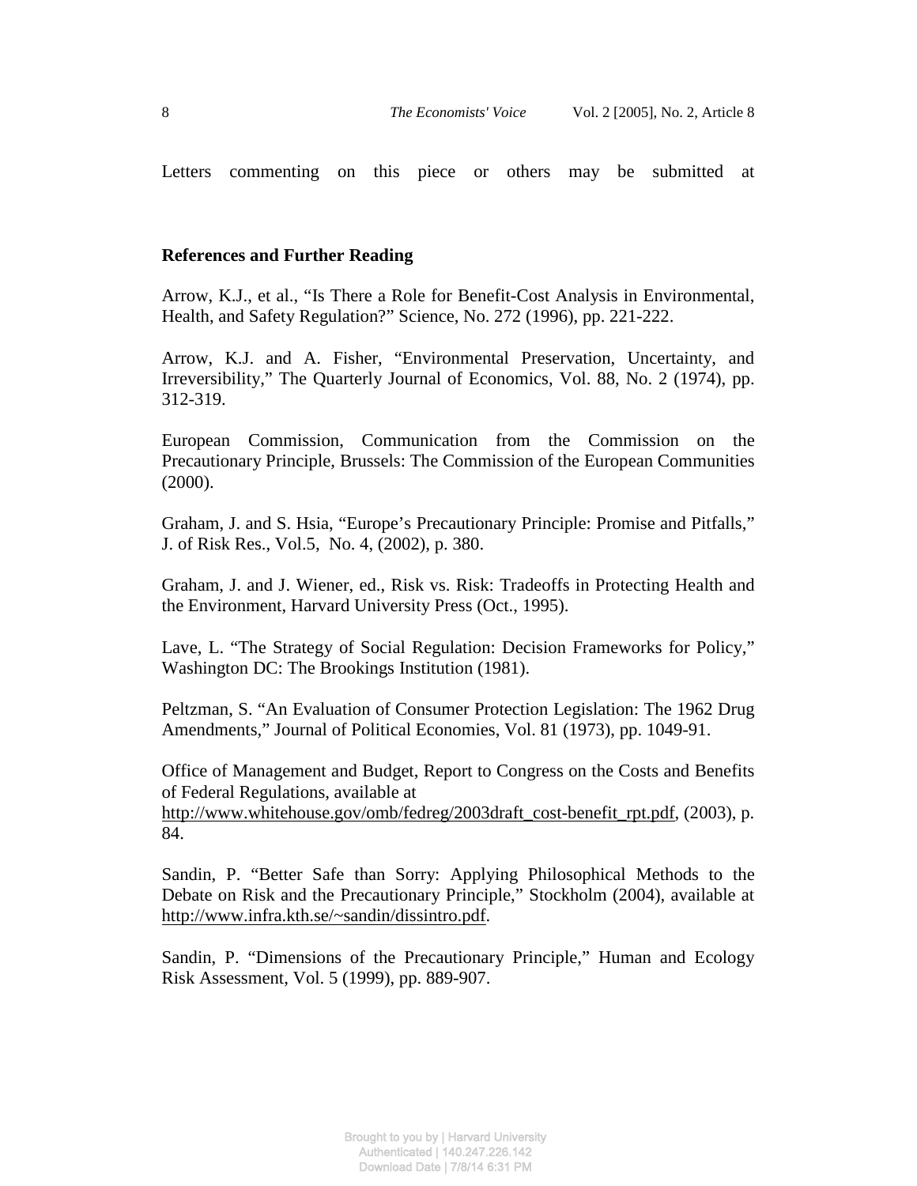Letters commenting on this piece or others may be submitted at

**References and Further Reading**

Arrow, K.J., et al., "Is There a Role for Benefit-Cost Analysis in Environmental, Health, and Safety Regulation?" Science, No. 272 (1996), pp. 221-222.

Arrow, K.J. and A. Fisher, "Environmental Preservation, Uncertainty, and Irreversibility," The Quarterly Journal of Economics, Vol. 88, No. 2 (1974), pp. 312-319.

European Commission, Communication from the Commission on the Precautionary Principle, Brussels: The Commission of the European Communities (2000).

Graham, J. and S. Hsia, "Europe's Precautionary Principle: Promise and Pitfalls," J. of Risk Res., Vol.5, No. 4, (2002), p. 380.

Graham, J. and J. Wiener, ed., Risk vs. Risk: Tradeoffs in Protecting Health and the Environment, Harvard University Press (Oct., 1995).

Lave, L. "The Strategy of Social Regulation: Decision Frameworks for Policy," Washington DC: The Brookings Institution (1981).

Peltzman, S. "An Evaluation of Consumer Protection Legislation: The 1962 Drug Amendments," Journal of Political Economies, Vol. 81 (1973), pp. 1049-91.

Office of Management and Budget, Report to Congress on the Costs and Benefits of Federal Regulations, available at http://www.whitehouse.gov/omb/fedreg/2003draft_cost-benefit_rpt.pdf, (2003), p. 84.

Sandin, P. "Better Safe than Sorry: Applying Philosophical Methods to the Debate on Risk and the Precautionary Principle," Stockholm (2004), available at http://www.infra.kth.se/~sandin/dissintro.pdf.

Sandin, P. "Dimensions of the Precautionary Principle," Human and Ecology Risk Assessment, Vol. 5 (1999), pp. 889-907.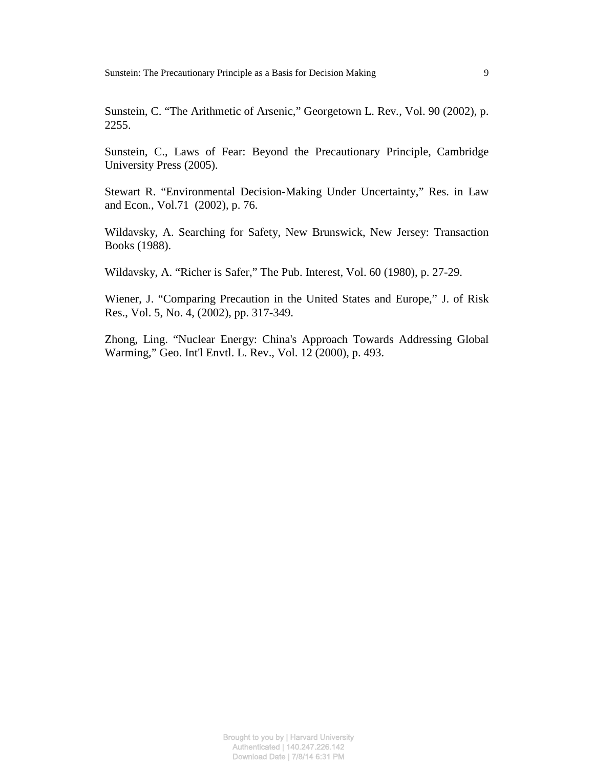Sunstein, C. “The Arithmetic of Arsenic,” Georgetown L. Rev., Vol. 90 (2002), p. 2255.

Sunstein, C., Laws of Fear: Beyond the Precautionary Principle, Cambridge University Press (2005).

Stewart R. “Environmental Decision-Making Under Uncertainty,” Res. in Law and Econ., Vol.71 (2002), p. 76.

Wildavsky, A. Searching for Safety, New Brunswick, New Jersey: Transaction Books (1988).

Wildavsky, A. “Richer is Safer,” The Pub. Interest, Vol. 60 (1980), p. 27-29.

Wiener, J. “Comparing Precaution in the United States and Europe,” J. of Risk Res., Vol. 5, No. 4, (2002), pp. 317-349.

Zhong, Ling. “Nuclear Energy: China's Approach Towards Addressing Global Warming,” Geo. Int'l Envtl. L. Rev., Vol. 12 (2000), p. 493.